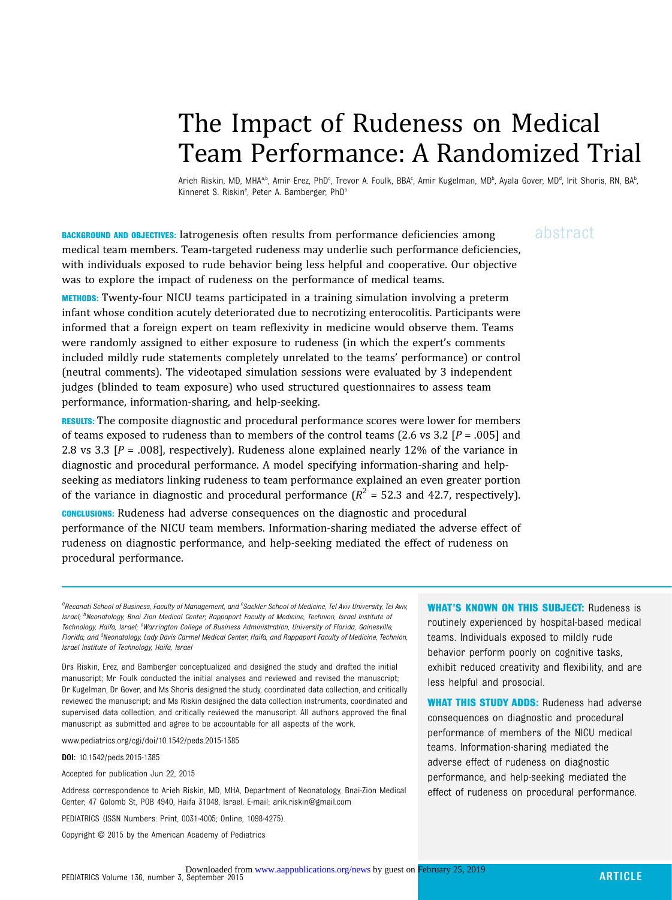# The Impact of Rudeness on Medical Team Performance: A Randomized Trial

Arieh Riskin, MD, MHA[a,b], Amir Erez, PhD[c], Trevor A. Foulk, BBA[c], Amir Kugelman, MD[b], Ayala Gover, MD[d], Irit Shoris, RN, BA[b], Kinneret S. Riskin[e], Peter A. Bamberger, PhD[a]

## abstract

**BACKGROUND AND OBJECTIVES:** Iatrogenesis often results from performance deficiencies among medical team members. Team-targeted rudeness may underlie such performance deficiencies, with individuals exposed to rude behavior being less helpful and cooperative. Our objective was to explore the impact of rudeness on the performance of medical teams.

**METHODS:** Twenty-four NICU teams participated in a training simulation involving a preterm infant whose condition acutely deteriorated due to necrotizing enterocolitis. Participants were informed that a foreign expert on team reflexivity in medicine would observe them. Teams were randomly assigned to either exposure to rudeness (in which the expert's comments included mildly rude statements completely unrelated to the teams' performance) or control (neutral comments). The videotaped simulation sessions were evaluated by 3 independent judges (blinded to team exposure) who used structured questionnaires to assess team performance, information-sharing, and help-seeking.

**RESULTS:** The composite diagnostic and procedural performance scores were lower for members of teams exposed to rudeness than to members of the control teams (2.6 vs 3.2 [$P$ = .005] and 2.8 vs 3.3 [$P$ = .008], respectively). Rudeness alone explained nearly 12% of the variance in diagnostic and procedural performance. A model specifying information-sharing and help-seeking as mediators linking rudeness to team performance explained an even greater portion of the variance in diagnostic and procedural performance ($R^2$ = 52.3 and 42.7, respectively).

**CONCLUSIONS:** Rudeness had adverse consequences on the diagnostic and procedural performance of the NICU team members. Information-sharing mediated the adverse effect of rudeness on diagnostic performance, and help-seeking mediated the effect of rudeness on procedural performance.

[a]Recanati School of Business, Faculty of Management, and [e]Sackler School of Medicine, Tel Aviv University, Tel Aviv, Israel; [b]Neonatology, Bnai Zion Medical Center, Rappaport Faculty of Medicine, Technion, Israel Institute of Technology, Haifa, Israel; [c]Warrington College of Business Administration, University of Florida, Gainesville, Florida; and [d]Neonatology, Lady Davis Carmel Medical Center, Haifa, and Rappaport Faculty of Medicine, Technion, Israel Institute of Technology, Haifa, Israel

Drs Riskin, Erez, and Bamberger conceptualized and designed the study and drafted the initial manuscript; Mr Foulk conducted the initial analyses and reviewed and revised the manuscript; Dr Kugelman, Dr Gover, and Ms Shoris designed the study, coordinated data collection, and critically reviewed the manuscript; and Ms Riskin designed the data collection instruments, coordinated and supervised data collection, and critically reviewed the manuscript. All authors approved the final manuscript as submitted and agree to be accountable for all aspects of the work.

www.pediatrics.org/cgi/doi/10.1542/peds.2015-1385

**DOI:** 10.1542/peds.2015-1385

Accepted for publication Jun 22, 2015

Address correspondence to Arieh Riskin, MD, MHA, Department of Neonatology, Bnai-Zion Medical Center, 47 Golomb St, POB 4940, Haifa 31048, Israel. E-mail: arik.riskin@gmail.com

PEDIATRICS (ISSN Numbers: Print, 0031-4005; Online, 1098-4275).

Copyright © 2015 by the American Academy of Pediatrics

**WHAT'S KNOWN ON THIS SUBJECT:** Rudeness is routinely experienced by hospital-based medical teams. Individuals exposed to mildly rude behavior perform poorly on cognitive tasks, exhibit reduced creativity and flexibility, and are less helpful and prosocial.

**WHAT THIS STUDY ADDS:** Rudeness had adverse consequences on diagnostic and procedural performance of members of the NICU medical teams. Information-sharing mediated the adverse effect of rudeness on diagnostic performance, and help-seeking mediated the effect of rudeness on procedural performance.

ARTICLE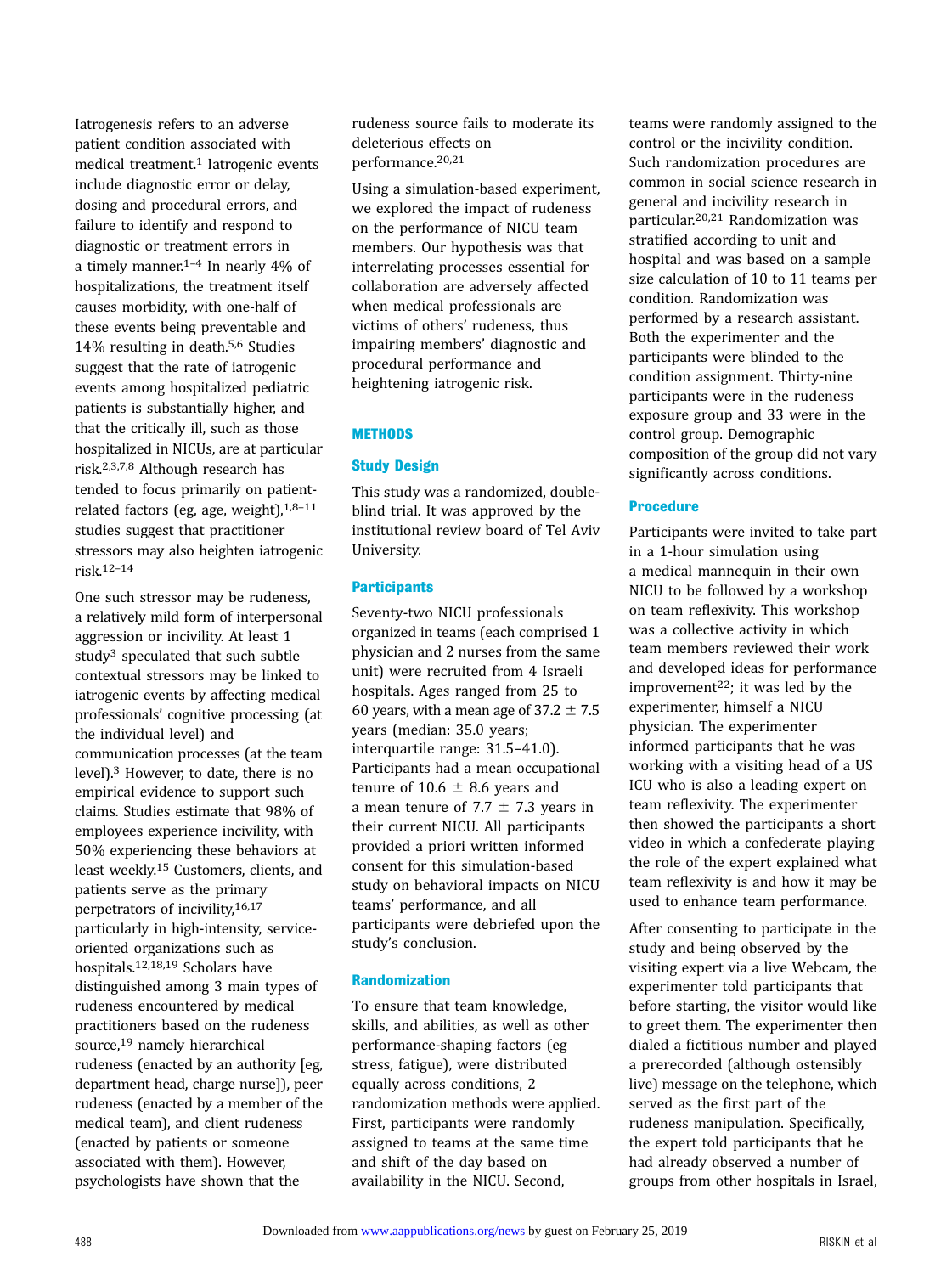Iatrogenesis refers to an adverse patient condition associated with medical treatment.[1] Iatrogenic events include diagnostic error or delay, dosing and procedural errors, and failure to identify and respond to diagnostic or treatment errors in a timely manner.[1–4] In nearly 4% of hospitalizations, the treatment itself causes morbidity, with one-half of these events being preventable and 14% resulting in death.[5,6] Studies suggest that the rate of iatrogenic events among hospitalized pediatric patients is substantially higher, and that the critically ill, such as those hospitalized in NICUs, are at particular risk.[2,3,7,8] Although research has tended to focus primarily on patient-related factors (eg, age, weight),[1,8–11] studies suggest that practitioner stressors may also heighten iatrogenic risk.[12–14]

One such stressor may be rudeness, a relatively mild form of interpersonal aggression or incivility. At least 1 study[3] speculated that such subtle contextual stressors may be linked to iatrogenic events by affecting medical professionals' cognitive processing (at the individual level) and communication processes (at the team level).[3] However, to date, there is no empirical evidence to support such claims. Studies estimate that 98% of employees experience incivility, with 50% experiencing these behaviors at least weekly.[15] Customers, clients, and patients serve as the primary perpetrators of incivility,[16,17] particularly in high-intensity, service-oriented organizations such as hospitals.[12,18,19] Scholars have distinguished among 3 main types of rudeness encountered by medical practitioners based on the rudeness source,[19] namely hierarchical rudeness (enacted by an authority [eg, department head, charge nurse]), peer rudeness (enacted by a member of the medical team), and client rudeness (enacted by patients or someone associated with them). However, psychologists have shown that the rudeness source fails to moderate its deleterious effects on performance.[20,21]

Using a simulation-based experiment, we explored the impact of rudeness on the performance of NICU team members. Our hypothesis was that interrelating processes essential for collaboration are adversely affected when medical professionals are victims of others' rudeness, thus impairing members' diagnostic and procedural performance and heightening iatrogenic risk.

## METHODS

### Study Design

This study was a randomized, double-blind trial. It was approved by the institutional review board of Tel Aviv University.

### Participants

Seventy-two NICU professionals organized in teams (each comprised 1 physician and 2 nurses from the same unit) were recruited from 4 Israeli hospitals. Ages ranged from 25 to 60 years, with a mean age of 37.2 ± 7.5 years (median: 35.0 years; interquartile range: 31.5–41.0). Participants had a mean occupational tenure of 10.6 ± 8.6 years and a mean tenure of 7.7 ± 7.3 years in their current NICU. All participants provided a priori written informed consent for this simulation-based study on behavioral impacts on NICU teams' performance, and all participants were debriefed upon the study's conclusion.

### Randomization

To ensure that team knowledge, skills, and abilities, as well as other performance-shaping factors (eg stress, fatigue), were distributed equally across conditions, 2 randomization methods were applied. First, participants were randomly assigned to teams at the same time and shift of the day based on availability in the NICU. Second, teams were randomly assigned to the control or the incivility condition. Such randomization procedures are common in social science research in general and incivility research in particular.[20,21] Randomization was stratified according to unit and hospital and was based on a sample size calculation of 10 to 11 teams per condition. Randomization was performed by a research assistant. Both the experimenter and the participants were blinded to the condition assignment. Thirty-nine participants were in the rudeness exposure group and 33 were in the control group. Demographic composition of the group did not vary significantly across conditions.

### Procedure

Participants were invited to take part in a 1-hour simulation using a medical mannequin in their own NICU to be followed by a workshop on team reflexivity. This workshop was a collective activity in which team members reviewed their work and developed ideas for performance improvement[22]; it was led by the experimenter, himself a NICU physician. The experimenter informed participants that he was working with a visiting head of a US ICU who is also a leading expert on team reflexivity. The experimenter then showed the participants a short video in which a confederate playing the role of the expert explained what team reflexivity is and how it may be used to enhance team performance.

After consenting to participate in the study and being observed by the visiting expert via a live Webcam, the experimenter told participants that before starting, the visitor would like to greet them. The experimenter then dialed a fictitious number and played a prerecorded (although ostensibly live) message on the telephone, which served as the first part of the rudeness manipulation. Specifically, the expert told participants that he had already observed a number of groups from other hospitals in Israel,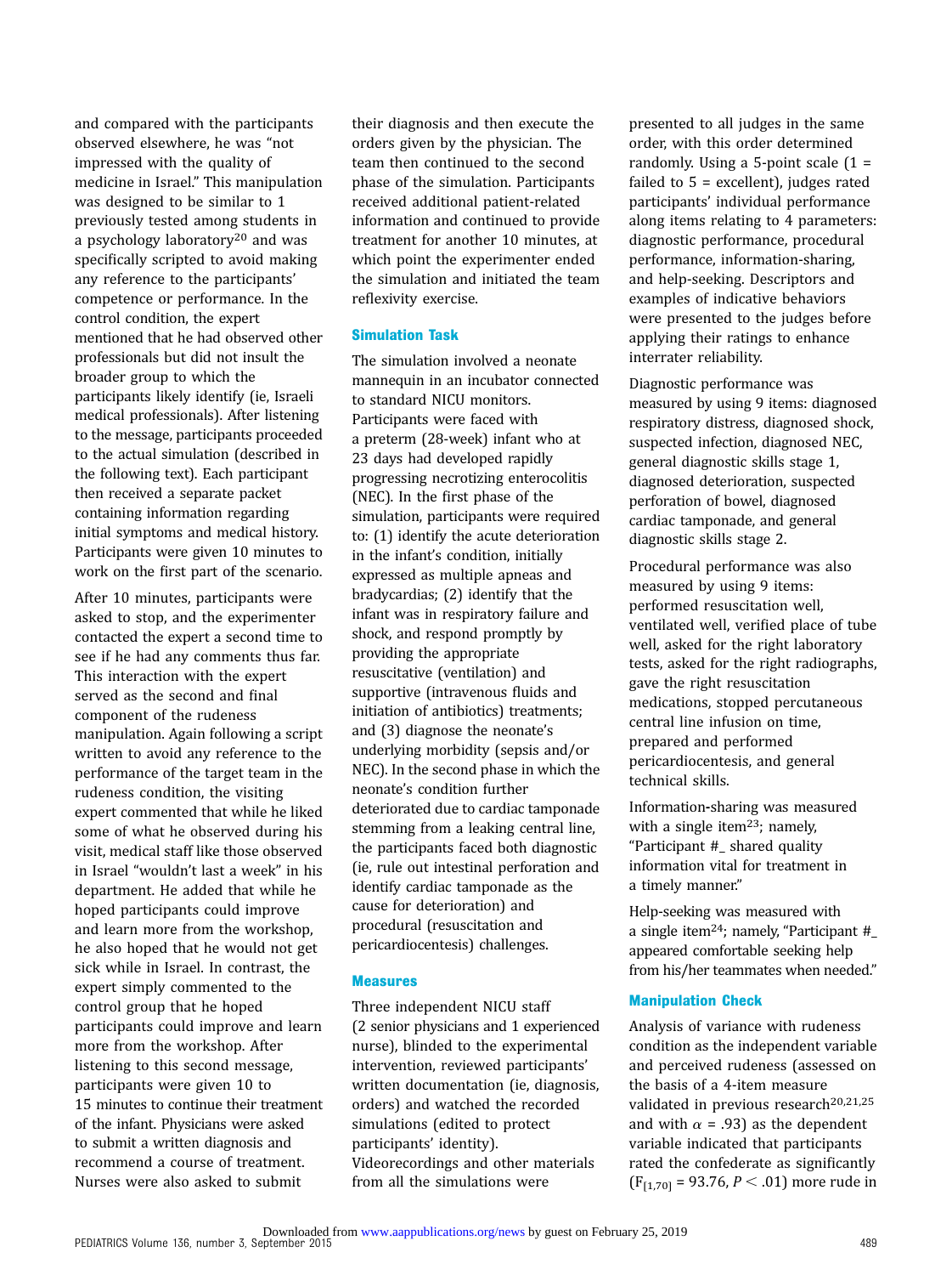and compared with the participants observed elsewhere, he was "not impressed with the quality of medicine in Israel." This manipulation was designed to be similar to 1 previously tested among students in a psychology laboratory[20] and was specifically scripted to avoid making any reference to the participants' competence or performance. In the control condition, the expert mentioned that he had observed other professionals but did not insult the broader group to which the participants likely identify (ie, Israeli medical professionals). After listening to the message, participants proceeded to the actual simulation (described in the following text). Each participant then received a separate packet containing information regarding initial symptoms and medical history. Participants were given 10 minutes to work on the first part of the scenario.

After 10 minutes, participants were asked to stop, and the experimenter contacted the expert a second time to see if he had any comments thus far. This interaction with the expert served as the second and final component of the rudeness manipulation. Again following a script written to avoid any reference to the performance of the target team in the rudeness condition, the visiting expert commented that while he liked some of what he observed during his visit, medical staff like those observed in Israel "wouldn't last a week" in his department. He added that while he hoped participants could improve and learn more from the workshop, he also hoped that he would not get sick while in Israel. In contrast, the expert simply commented to the control group that he hoped participants could improve and learn more from the workshop. After listening to this second message, participants were given 10 to 15 minutes to continue their treatment of the infant. Physicians were asked to submit a written diagnosis and recommend a course of treatment. Nurses were also asked to submit their diagnosis and then execute the orders given by the physician. The team then continued to the second phase of the simulation. Participants received additional patient-related information and continued to provide treatment for another 10 minutes, at which point the experimenter ended the simulation and initiated the team reflexivity exercise.

### Simulation Task

The simulation involved a neonate mannequin in an incubator connected to standard NICU monitors. Participants were faced with a preterm (28-week) infant who at 23 days had developed rapidly progressing necrotizing enterocolitis (NEC). In the first phase of the simulation, participants were required to: (1) identify the acute deterioration in the infant's condition, initially expressed as multiple apneas and bradycardias; (2) identify that the infant was in respiratory failure and shock, and respond promptly by providing the appropriate resuscitative (ventilation) and supportive (intravenous fluids and initiation of antibiotics) treatments; and (3) diagnose the neonate's underlying morbidity (sepsis and/or NEC). In the second phase in which the neonate's condition further deteriorated due to cardiac tamponade stemming from a leaking central line, the participants faced both diagnostic (ie, rule out intestinal perforation and identify cardiac tamponade as the cause for deterioration) and procedural (resuscitation and pericardiocentesis) challenges.

### Measures

Three independent NICU staff (2 senior physicians and 1 experienced nurse), blinded to the experimental intervention, reviewed participants' written documentation (ie, diagnosis, orders) and watched the recorded simulations (edited to protect participants' identity). Videorecordings and other materials from all the simulations were presented to all judges in the same order, with this order determined randomly. Using a 5-point scale (1 = failed to 5 = excellent), judges rated participants' individual performance along items relating to 4 parameters: diagnostic performance, procedural performance, information-sharing, and help-seeking. Descriptors and examples of indicative behaviors were presented to the judges before applying their ratings to enhance interrater reliability.

Diagnostic performance was measured by using 9 items: diagnosed respiratory distress, diagnosed shock, suspected infection, diagnosed NEC, general diagnostic skills stage 1, diagnosed deterioration, suspected perforation of bowel, diagnosed cardiac tamponade, and general diagnostic skills stage 2.

Procedural performance was also measured by using 9 items: performed resuscitation well, ventilated well, verified place of tube well, asked for the right laboratory tests, asked for the right radiographs, gave the right resuscitation medications, stopped percutaneous central line infusion on time, prepared and performed pericardiocentesis, and general technical skills.

Information-sharing was measured with a single item[23]; namely, "Participant #_ shared quality information vital for treatment in a timely manner."

Help-seeking was measured with a single item[24]; namely, "Participant #_ appeared comfortable seeking help from his/her teammates when needed."

### Manipulation Check

Analysis of variance with rudeness condition as the independent variable and perceived rudeness (assessed on the basis of a 4-item measure validated in previous research[20,21,25] and with $\alpha$ = .93) as the dependent variable indicated that participants rated the confederate as significantly ($F_{[1,70]}$ = 93.76, $P < .01$) more rude in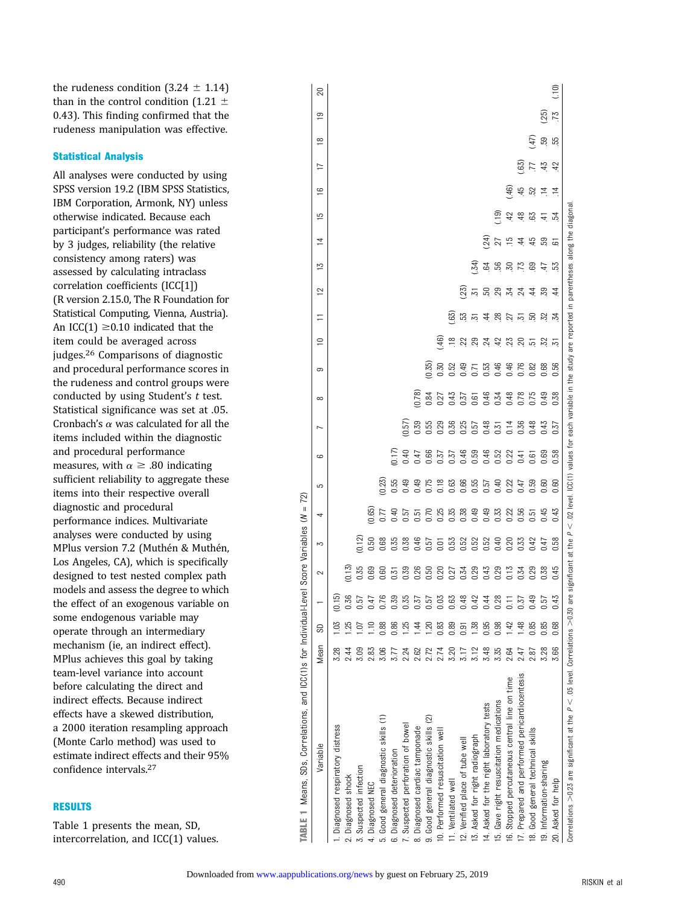the rudeness condition (3.24 ± 1.14) than in the control condition (1.21 ± 0.43). This finding confirmed that the rudeness manipulation was effective.

### Statistical Analysis

All analyses were conducted by using SPSS version 19.2 (IBM SPSS Statistics, IBM Corporation, Armonk, NY) unless otherwise indicated. Because each participant's performance was rated by 3 judges, reliability (the relative consistency among raters) was assessed by calculating intraclass correlation coefficients (ICC[1]) (R version 2.15.0, The R Foundation for Statistical Computing, Vienna, Austria). An ICC(1) ≥0.10 indicated that the item could be averaged across judges.[26] Comparisons of diagnostic and procedural performance scores in the rudeness and control groups were conducted by using Student's $t$ test. Statistical significance was set at .05. Cronbach's $\alpha$ was calculated for all the items included within the diagnostic and procedural performance measures, with $\alpha \geq .80$ indicating sufficient reliability to aggregate these items into their respective overall diagnostic and procedural performance indices. Multivariate analyses were conducted by using MPlus version 7.2 (Muthén & Muthén, Los Angeles, CA), which is specifically designed to test nested complex path models and assess the degree to which the effect of an exogenous variable on some endogenous variable may operate through an intermediary mechanism (ie, an indirect effect). MPlus achieves this goal by taking team-level variance into account before calculating the direct and indirect effects. Because indirect effects have a skewed distribution, a 2000 iteration resampling approach (Monte Carlo method) was used to estimate indirect effects and their 95% confidence intervals.[27]

## RESULTS

Table 1 presents the mean, SD, intercorrelation, and ICC(1) values.

**TABLE 1** Means, SDs, Correlations, and ICC(1)s for Individual-Level Score Variables ($N = 72$)

| Variable | Mean | SD | 1 | 2 | 3 | 4 | 5 | 6 | 7 | 8 | 9 | 10 | 11 | 12 | 13 | 14 | 15 | 16 | 17 | 18 | 19 | 20 |
|---|---|---|---|---|---|---|---|---|---|---|---|---|---|---|---|---|---|---|---|---|---|---|
| 1. Diagnosed respiratory distress | 3.28 | 1.03 | (0.15) | | | | | | | | | | | | | | | | | | | |
| 2. Diagnosed shock | 2.44 | 1.25 | 0.36 | (0.13) | | | | | | | | | | | | | | | | | | |
| 3. Suspected infection | 3.09 | 1.07 | 0.57 | 0.35 | (0.12) | | | | | | | | | | | | | | | | | |
| 4. Diagnosed NEC | 2.83 | 1.10 | 0.47 | 0.69 | 0.50 | (0.65) | | | | | | | | | | | | | | | | |
| 5. Good general diagnostic skills (1) | 3.06 | 0.88 | 0.76 | 0.60 | 0.68 | 0.77 | (0.23) | | | | | | | | | | | | | | | |
| 6. Diagnosed deterioration | 3.77 | 0.86 | 0.39 | 0.31 | 0.35 | 0.40 | 0.55 | (0.17) | | | | | | | | | | | | | | |
| 7. Suspected perforation of bowel | 2.24 | 1.25 | 0.35 | 0.39 | 0.38 | 0.57 | 0.49 | 0.40 | (0.57) | | | | | | | | | | | | | |
| 8. Diagnosed cardiac tamponade | 2.62 | 1.44 | 0.37 | 0.26 | 0.46 | 0.51 | 0.49 | 0.47 | 0.39 | (0.78) | | | | | | | | | | | | |
| 9. Good general diagnostic skills (2) | 2.72 | 1.20 | 0.57 | 0.50 | 0.57 | 0.70 | 0.75 | 0.66 | 0.55 | 0.84 | (0.35) | | | | | | | | | | | |
| 10. Performed resuscitation well | 2.74 | 0.83 | 0.03 | 0.20 | 0.01 | 0.25 | 0.18 | 0.37 | 0.29 | 0.27 | 0.30 | (.46) | | | | | | | | | | |
| 11. Ventilated well | 3.20 | 0.89 | 0.63 | 0.27 | 0.53 | 0.35 | 0.63 | 0.37 | 0.36 | 0.43 | 0.52 | .18 | (.63) | | | | | | | | | |
| 12. Verified place of tube well | 3.17 | 0.91 | 0.48 | 0.34 | 0.52 | 0.38 | 0.68 | 0.46 | 0.25 | 0.37 | 0.49 | .22 | .53 | (.23) | | | | | | | | |
| 13. Asked for right radiograph | 3.12 | 1.38 | 0.42 | 0.29 | 0.52 | 0.49 | 0.55 | 0.59 | 0.57 | 0.61 | 0.71 | .29 | .51 | .51 | (.34) | | | | | | | |
| 14. Asked for the right laboratory tests | 3.48 | 0.95 | 0.44 | 0.43 | 0.52 | 0.49 | 0.57 | 0.46 | 0.48 | 0.46 | 0.53 | .24 | .44 | .50 | .64 | (.24) | | | | | | |
| 15. Gave right resuscitation medications | 3.35 | 0.98 | 0.28 | 0.29 | 0.40 | 0.33 | 0.40 | 0.52 | 0.31 | 0.34 | 0.46 | .42 | .28 | .29 | .56 | .27 | (.19) | | | | | |
| 16. Stopped percutaneous central line on time | 2.64 | 1.42 | 0.11 | 0.13 | 0.20 | 0.22 | 0.22 | 0.22 | 0.14 | 0.48 | 0.46 | .23 | .27 | .34 | .30 | .15 | .42 | (.46) | | | | |
| 17. Prepared and performed pericardiocentesis | 2.47 | 1.48 | 0.37 | 0.34 | 0.33 | 0.56 | 0.47 | 0.41 | 0.36 | 0.78 | 0.76 | .20 | .31 | .24 | .73 | .44 | .48 | .45 | (.63) | | | |
| 18. Good general technical skills | 2.87 | 0.85 | 0.49 | 0.29 | 0.42 | 0.51 | 0.59 | 0.61 | 0.48 | 0.75 | 0.82 | .51 | .50 | .44 | .69 | .45 | .63 | .52 | .77 | (.47) | | |
| 19. Information-sharing | 3.28 | 0.85 | 0.57 | 0.38 | 0.47 | 0.45 | 0.60 | 0.69 | 0.43 | 0.49 | 0.68 | .32 | .32 | .39 | .47 | .59 | .41 | .14 | .43 | .59 | (.25) | |
| 20. Asked for help | 3.66 | 0.68 | 0.43 | 0.45 | 0.58 | 0.43 | 0.60 | 0.58 | 0.37 | 0.38 | 0.56 | .31 | .34 | .44 | .53 | .61 | .54 | .14 | .42 | .55 | .73 | (.10) |

Correlations >0.23 are significant at the $P < .05$ level. Correlations >0.30 are significant at the $P < .02$ level. ICC(1) values for each variable in the study are reported in parentheses along the diagonal.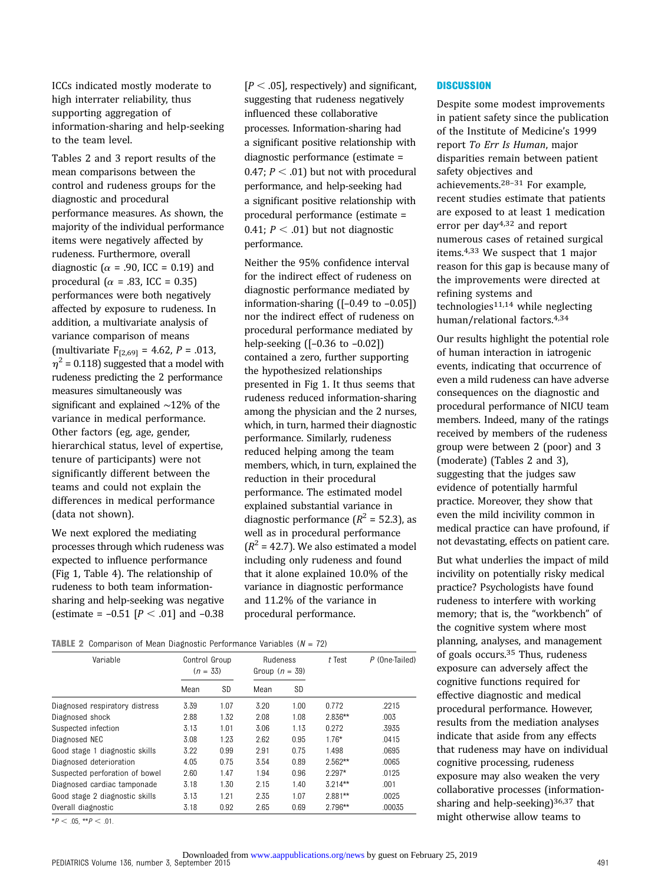ICCs indicated mostly moderate to high interrater reliability, thus supporting aggregation of information-sharing and help-seeking to the team level.

Tables 2 and 3 report results of the mean comparisons between the control and rudeness groups for the diagnostic and procedural performance measures. As shown, the majority of the individual performance items were negatively affected by rudeness. Furthermore, overall diagnostic ($\alpha$ = .90, ICC = 0.19) and procedural ($\alpha$ = .83, ICC = 0.35) performances were both negatively affected by exposure to rudeness. In addition, a multivariate analysis of variance comparison of means (multivariate $F_{[2,69]}$ = 4.62, $P$ = .013, $\eta^2$ = 0.118) suggested that a model with rudeness predicting the 2 performance measures simultaneously was significant and explained ~12% of the variance in medical performance. Other factors (eg, age, gender, hierarchical status, level of expertise, tenure of participants) were not significantly different between the teams and could not explain the differences in medical performance (data not shown).

We next explored the mediating processes through which rudeness was expected to influence performance (Fig 1, Table 4). The relationship of rudeness to both team information-sharing and help-seeking was negative (estimate = –0.51 [$P < .01$] and –0.38 [$P < .05$], respectively) and significant, suggesting that rudeness negatively influenced these collaborative processes. Information-sharing had a significant positive relationship with diagnostic performance (estimate = 0.47; $P < .01$) but not with procedural performance, and help-seeking had a significant positive relationship with procedural performance (estimate = 0.41; $P < .01$) but not diagnostic performance.

Neither the 95% confidence interval for the indirect effect of rudeness on diagnostic performance mediated by information-sharing ([–0.49 to –0.05]) nor the indirect effect of rudeness on procedural performance mediated by help-seeking ([–0.36 to –0.02]) contained a zero, further supporting the hypothesized relationships presented in Fig 1. It thus seems that rudeness reduced information-sharing among the physician and the 2 nurses, which, in turn, harmed their diagnostic performance. Similarly, rudeness reduced helping among the team members, which, in turn, explained the reduction in their procedural performance. The estimated model explained substantial variance in diagnostic performance ($R^2$ = 52.3), as well as in procedural performance ($R^2$ = 42.7). We also estimated a model including only rudeness and found that it alone explained 10.0% of the variance in diagnostic performance and 11.2% of the variance in procedural performance.

**TABLE 2** Comparison of Mean Diagnostic Performance Variables ($N$ = 72)

| Variable | Control Group ($n$ = 33) | | Rudeness Group ($n$ = 39) | | $t$ Test | $P$ (One-Tailed) |
|---|---|---|---|---|---|---|
| | Mean | SD | Mean | SD | | |
| Diagnosed respiratory distress | 3.39 | 1.07 | 3.20 | 1.00 | 0.772 | .2215 |
| Diagnosed shock | 2.88 | 1.32 | 2.08 | 1.08 | 2.836** | .003 |
| Suspected infection | 3.13 | 1.01 | 3.06 | 1.13 | 0.272 | .3935 |
| Diagnosed NEC | 3.08 | 1.23 | 2.62 | 0.95 | 1.76* | .0415 |
| Good stage 1 diagnostic skills | 3.22 | 0.99 | 2.91 | 0.75 | 1.498 | .0695 |
| Diagnosed deterioration | 4.05 | 0.75 | 3.54 | 0.89 | 2.562** | .0065 |
| Suspected perforation of bowel | 2.60 | 1.47 | 1.94 | 0.96 | 2.297* | .0125 |
| Diagnosed cardiac tamponade | 3.18 | 1.30 | 2.15 | 1.40 | 3.214** | .001 |
| Good stage 2 diagnostic skills | 3.13 | 1.21 | 2.35 | 1.07 | 2.881** | .0025 |
| Overall diagnostic | 3.18 | 0.92 | 2.65 | 0.69 | 2.796** | .00035 |

*$P < .05$, **$P < .01$.

## DISCUSSION

Despite some modest improvements in patient safety since the publication of the Institute of Medicine's 1999 report *To Err Is Human*, major disparities remain between patient safety objectives and achievements.[28–31] For example, recent studies estimate that patients are exposed to at least 1 medication error per day[4,32] and report numerous cases of retained surgical items.[4,33] We suspect that 1 major reason for this gap is because many of the improvements were directed at refining systems and technologies[11,14] while neglecting human/relational factors.[4,34]

Our results highlight the potential role of human interaction in iatrogenic events, indicating that occurrence of even a mild rudeness can have adverse consequences on the diagnostic and procedural performance of NICU team members. Indeed, many of the ratings received by members of the rudeness group were between 2 (poor) and 3 (moderate) (Tables 2 and 3), suggesting that the judges saw evidence of potentially harmful practice. Moreover, they show that even the mild incivility common in medical practice can have profound, if not devastating, effects on patient care.

But what underlies the impact of mild incivility on potentially risky medical practice? Psychologists have found rudeness to interfere with working memory; that is, the "workbench" of the cognitive system where most planning, analyses, and management of goals occurs.[35] Thus, rudeness exposure can adversely affect the cognitive functions required for effective diagnostic and medical procedural performance. However, results from the mediation analyses indicate that aside from any effects that rudeness may have on individual cognitive processing, rudeness exposure may also weaken the very collaborative processes (information-sharing and help-seeking)[36,37] that might otherwise allow teams to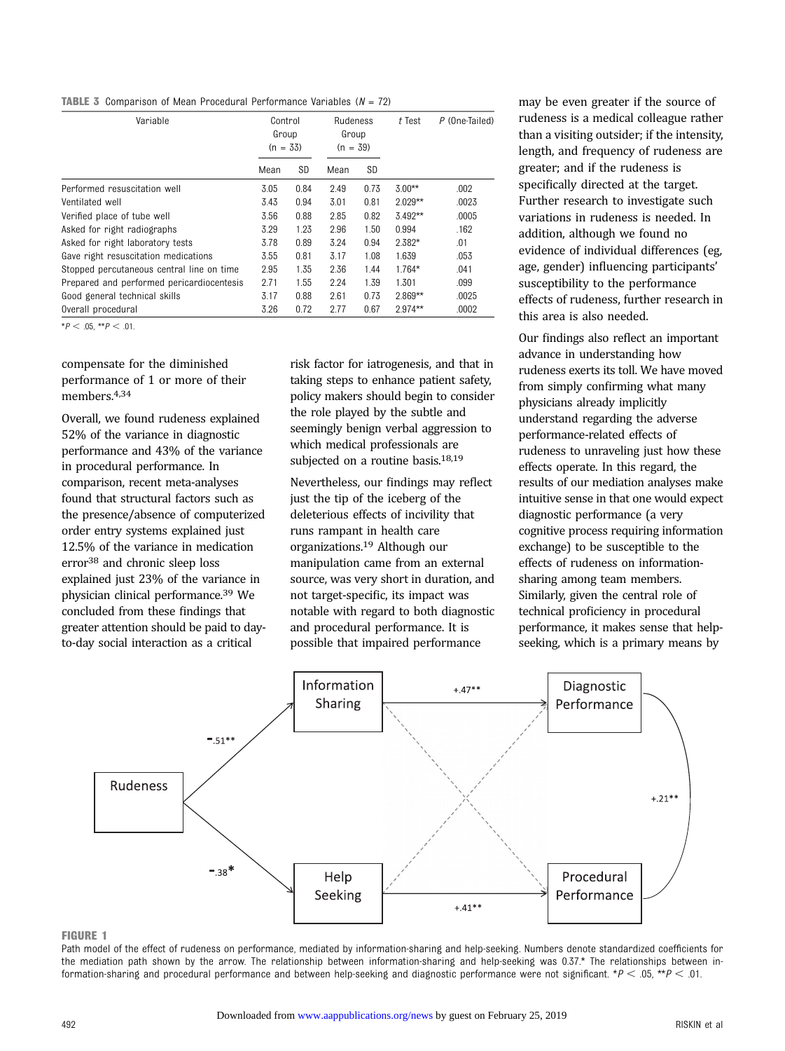**TABLE 3** Comparison of Mean Procedural Performance Variables ($N = 72$)

| Variable | Control Group ($n = 33$) | | Rudeness Group ($n = 39$) | | *t* Test | *P* (One-Tailed) |
|---|---|---|---|---|---|---|
| | Mean | SD | Mean | SD | | |
| Performed resuscitation well | 3.05 | 0.84 | 2.49 | 0.73 | 3.00** | .002 |
| Ventilated well | 3.43 | 0.94 | 3.01 | 0.81 | 2.029** | .0023 |
| Verified place of tube well | 3.56 | 0.88 | 2.85 | 0.82 | 3.492** | .0005 |
| Asked for right radiographs | 3.29 | 1.23 | 2.96 | 1.50 | 0.994 | .162 |
| Asked for right laboratory tests | 3.78 | 0.89 | 3.24 | 0.94 | 2.382* | .01 |
| Gave right resuscitation medications | 3.55 | 0.81 | 3.17 | 1.08 | 1.639 | .053 |
| Stopped percutaneous central line on time | 2.95 | 1.35 | 2.36 | 1.44 | 1.764* | .041 |
| Prepared and performed pericardiocentesis | 2.71 | 1.55 | 2.24 | 1.39 | 1.301 | .099 |
| Good general technical skills | 3.17 | 0.88 | 2.61 | 0.73 | 2.869** | .0025 |
| Overall procedural | 3.26 | 0.72 | 2.77 | 0.67 | 2.974** | .0002 |

*$P < .05$, **$P < .01$.

compensate for the diminished performance of 1 or more of their members.[4,34]

Overall, we found rudeness explained 52% of the variance in diagnostic performance and 43% of the variance in procedural performance. In comparison, recent meta-analyses found that structural factors such as the presence/absence of computerized order entry systems explained just 12.5% of the variance in medication error[38] and chronic sleep loss explained just 23% of the variance in physician clinical performance.[39] We concluded from these findings that greater attention should be paid to day-to-day social interaction as a critical risk factor for iatrogenesis, and that in taking steps to enhance patient safety, policy makers should begin to consider the role played by the subtle and seemingly benign verbal aggression to which medical professionals are subjected on a routine basis.[18,19]

Nevertheless, our findings may reflect just the tip of the iceberg of the deleterious effects of incivility that runs rampant in health care organizations.[19] Although our manipulation came from an external source, was very short in duration, and not target-specific, its impact was notable with regard to both diagnostic and procedural performance. It is possible that impaired performance may be even greater if the source of rudeness is a medical colleague rather than a visiting outsider; if the intensity, length, and frequency of rudeness are greater; and if the rudeness is specifically directed at the target. Further research to investigate such variations in rudeness is needed. In addition, although we found no evidence of individual differences (eg, age, gender) influencing participants' susceptibility to the performance effects of rudeness, further research in this area is also needed.

Our findings also reflect an important advance in understanding how rudeness exerts its toll. We have moved from simply confirming what many physicians already implicitly understand regarding the adverse performance-related effects of rudeness to unraveling just how these effects operate. In this regard, the results of our mediation analyses make intuitive sense in that one would expect diagnostic performance (a very cognitive process requiring information exchange) to be susceptible to the effects of rudeness on information-sharing among team members. Similarly, given the central role of technical proficiency in procedural performance, it makes sense that help-seeking, which is a primary means by

**FIGURE 1**

Path model of the effect of rudeness on performance, mediated by information-sharing and help-seeking. Numbers denote standardized coefficients for the mediation path shown by the arrow. The relationship between information-sharing and help-seeking was 0.37.* The relationships between information-sharing and procedural performance and between help-seeking and diagnostic performance were not significant. *$P < .05$, **$P < .01$.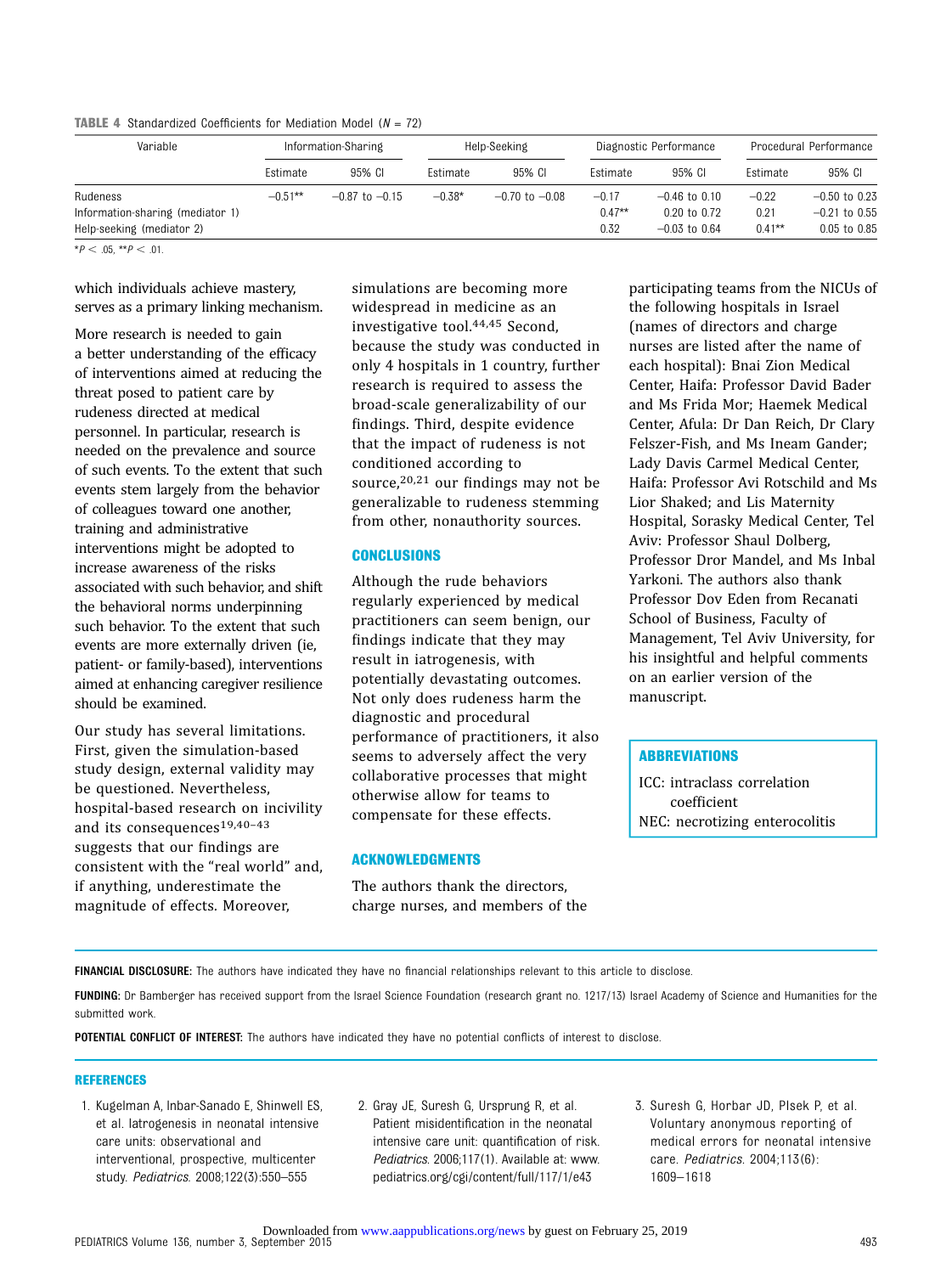**TABLE 4** Standardized Coefficients for Mediation Model ($N$ = 72)

| Variable | Information-Sharing | | Help-Seeking | | Diagnostic Performance | | Procedural Performance | |
|---|---|---|---|---|---|---|---|---|
| | Estimate | 95% CI | Estimate | 95% CI | Estimate | 95% CI | Estimate | 95% CI |
| Rudeness | −0.51** | −0.87 to −0.15 | −0.38* | −0.70 to −0.08 | −0.17 | −0.46 to 0.10 | −0.22 | −0.50 to 0.23 |
| Information-sharing (mediator 1) | | | | | 0.47** | 0.20 to 0.72 | 0.21 | −0.21 to 0.55 |
| Help-seeking (mediator 2) | | | | | 0.32 | −0.03 to 0.64 | 0.41** | 0.05 to 0.85 |

*$P < .05$, **$P < .01$.

which individuals achieve mastery, serves as a primary linking mechanism.

More research is needed to gain a better understanding of the efficacy of interventions aimed at reducing the threat posed to patient care by rudeness directed at medical personnel. In particular, research is needed on the prevalence and source of such events. To the extent that such events stem largely from the behavior of colleagues toward one another, training and administrative interventions might be adopted to increase awareness of the risks associated with such behavior, and shift the behavioral norms underpinning such behavior. To the extent that such events are more externally driven (ie, patient- or family-based), interventions aimed at enhancing caregiver resilience should be examined.

Our study has several limitations. First, given the simulation-based study design, external validity may be questioned. Nevertheless, hospital-based research on incivility and its consequences[19,40–43] suggests that our findings are consistent with the "real world" and, if anything, underestimate the magnitude of effects. Moreover, simulations are becoming more widespread in medicine as an investigative tool.[44,45] Second, because the study was conducted in only 4 hospitals in 1 country, further research is required to assess the broad-scale generalizability of our findings. Third, despite evidence that the impact of rudeness is not conditioned according to source,[20,21] our findings may not be generalizable to rudeness stemming from other, nonauthority sources.

## CONCLUSIONS

Although the rude behaviors regularly experienced by medical practitioners can seem benign, our findings indicate that they may result in iatrogenesis, with potentially devastating outcomes. Not only does rudeness harm the diagnostic and procedural performance of practitioners, it also seems to adversely affect the very collaborative processes that might otherwise allow for teams to compensate for these effects.

## ACKNOWLEDGMENTS

The authors thank the directors, charge nurses, and members of the participating teams from the NICUs of the following hospitals in Israel (names of directors and charge nurses are listed after the name of each hospital): Bnai Zion Medical Center, Haifa: Professor David Bader and Ms Frida Mor; Haemek Medical Center, Afula: Dr Dan Reich, Dr Clary Felszer-Fish, and Ms Ineam Gander; Lady Davis Carmel Medical Center, Haifa: Professor Avi Rotschild and Ms Lior Shaked; and Lis Maternity Hospital, Sorasky Medical Center, Tel Aviv: Professor Shaul Dolberg, Professor Dror Mandel, and Ms Inbal Yarkoni. The authors also thank Professor Dov Eden from Recanati School of Business, Faculty of Management, Tel Aviv University, for his insightful and helpful comments on an earlier version of the manuscript.

## ABBREVIATIONS

ICC: intraclass correlation coefficient
NEC: necrotizing enterocolitis

**FINANCIAL DISCLOSURE:** The authors have indicated they have no financial relationships relevant to this article to disclose.

**FUNDING:** Dr Bamberger has received support from the Israel Science Foundation (research grant no. 1217/13) Israel Academy of Science and Humanities for the submitted work.

**POTENTIAL CONFLICT OF INTEREST:** The authors have indicated they have no potential conflicts of interest to disclose.

## REFERENCES

1. Kugelman A, Inbar-Sanado E, Shinwell ES, et al. Iatrogenesis in neonatal intensive care units: observational and interventional, prospective, multicenter study. *Pediatrics.* 2008;122(3):550–555
2. Gray JE, Suresh G, Ursprung R, et al. Patient misidentification in the neonatal intensive care unit: quantification of risk. *Pediatrics.* 2006;117(1). Available at: www.pediatrics.org/cgi/content/full/117/1/e43
3. Suresh G, Horbar JD, Plsek P, et al. Voluntary anonymous reporting of medical errors for neonatal intensive care. *Pediatrics.* 2004;113(6):1609–1618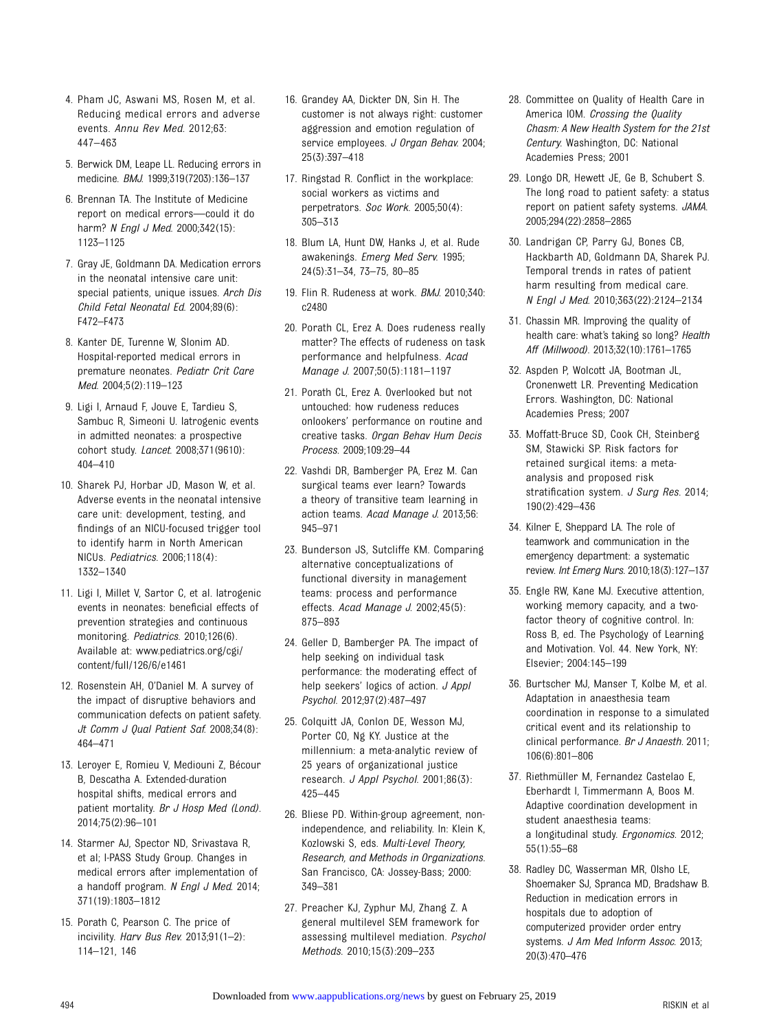4. Pham JC, Aswani MS, Rosen M, et al. Reducing medical errors and adverse events. *Annu Rev Med*. 2012;63: 447–463
5. Berwick DM, Leape LL. Reducing errors in medicine. *BMJ*. 1999;319(7203):136–137
6. Brennan TA. The Institute of Medicine report on medical errors—could it do harm? *N Engl J Med*. 2000;342(15): 1123–1125
7. Gray JE, Goldmann DA. Medication errors in the neonatal intensive care unit: special patients, unique issues. *Arch Dis Child Fetal Neonatal Ed*. 2004;89(6): F472–F473
8. Kanter DE, Turenne W, Slonim AD. Hospital-reported medical errors in premature neonates. *Pediatr Crit Care Med*. 2004;5(2):119–123
9. Ligi I, Arnaud F, Jouve E, Tardieu S, Sambuc R, Simeoni U. Iatrogenic events in admitted neonates: a prospective cohort study. *Lancet*. 2008;371(9610): 404–410
10. Sharek PJ, Horbar JD, Mason W, et al. Adverse events in the neonatal intensive care unit: development, testing, and findings of an NICU-focused trigger tool to identify harm in North American NICUs. *Pediatrics*. 2006;118(4): 1332–1340
11. Ligi I, Millet V, Sartor C, et al. Iatrogenic events in neonates: beneficial effects of prevention strategies and continuous monitoring. *Pediatrics*. 2010;126(6). Available at: www.pediatrics.org/cgi/content/full/126/6/e1461
12. Rosenstein AH, O'Daniel M. A survey of the impact of disruptive behaviors and communication defects on patient safety. *Jt Comm J Qual Patient Saf*. 2008;34(8): 464–471
13. Leroyer E, Romieu V, Mediouni Z, Bécour B, Descatha A. Extended-duration hospital shifts, medical errors and patient mortality. *Br J Hosp Med (Lond)*. 2014;75(2):96–101
14. Starmer AJ, Spector ND, Srivastava R, et al; I-PASS Study Group. Changes in medical errors after implementation of a handoff program. *N Engl J Med*. 2014; 371(19):1803–1812
15. Porath C, Pearson C. The price of incivility. *Harv Bus Rev*. 2013;91(1–2): 114–121, 146
16. Grandey AA, Dickter DN, Sin H. The customer is not always right: customer aggression and emotion regulation of service employees. *J Organ Behav*. 2004; 25(3):397–418
17. Ringstad R. Conflict in the workplace: social workers as victims and perpetrators. *Soc Work*. 2005;50(4): 305–313
18. Blum LA, Hunt DW, Hanks J, et al. Rude awakenings. *Emerg Med Serv*. 1995; 24(5):31–34, 73–75, 80–85
19. Flin R. Rudeness at work. *BMJ*. 2010;340: c2480
20. Porath CL, Erez A. Does rudeness really matter? The effects of rudeness on task performance and helpfulness. *Acad Manage J*. 2007;50(5):1181–1197
21. Porath CL, Erez A. Overlooked but not untouched: how rudeness reduces onlookers' performance on routine and creative tasks. *Organ Behav Hum Decis Process*. 2009;109:29–44
22. Vashdi DR, Bamberger PA, Erez M. Can surgical teams ever learn? Towards a theory of transitive team learning in action teams. *Acad Manage J*. 2013;56: 945–971
23. Bunderson JS, Sutcliffe KM. Comparing alternative conceptualizations of functional diversity in management teams: process and performance effects. *Acad Manage J*. 2002;45(5): 875–893
24. Geller D, Bamberger PA. The impact of help seeking on individual task performance: the moderating effect of help seekers' logics of action. *J Appl Psychol*. 2012;97(2):487–497
25. Colquitt JA, Conlon DE, Wesson MJ, Porter CO, Ng KY. Justice at the millennium: a meta-analytic review of 25 years of organizational justice research. *J Appl Psychol*. 2001;86(3): 425–445
26. Bliese PD. Within-group agreement, non-independence, and reliability. In: Klein K, Kozlowski S, eds. *Multi-Level Theory, Research, and Methods in Organizations*. San Francisco, CA: Jossey-Bass; 2000: 349–381
27. Preacher KJ, Zyphur MJ, Zhang Z. A general multilevel SEM framework for assessing multilevel mediation. *Psychol Methods*. 2010;15(3):209–233
28. Committee on Quality of Health Care in America IOM. *Crossing the Quality Chasm: A New Health System for the 21st Century*. Washington, DC: National Academies Press; 2001
29. Longo DR, Hewett JE, Ge B, Schubert S. The long road to patient safety: a status report on patient safety systems. *JAMA*. 2005;294(22):2858–2865
30. Landrigan CP, Parry GJ, Bones CB, Hackbarth AD, Goldmann DA, Sharek PJ. Temporal trends in rates of patient harm resulting from medical care. *N Engl J Med*. 2010;363(22):2124–2134
31. Chassin MR. Improving the quality of health care: what's taking so long? *Health Aff (Millwood)*. 2013;32(10):1761–1765
32. Aspden P, Wolcott JA, Bootman JL, Cronenwett LR. Preventing Medication Errors. Washington, DC: National Academies Press; 2007
33. Moffatt-Bruce SD, Cook CH, Steinberg SM, Stawicki SP. Risk factors for retained surgical items: a meta-analysis and proposed risk stratification system. *J Surg Res*. 2014; 190(2):429–436
34. Kilner E, Sheppard LA. The role of teamwork and communication in the emergency department: a systematic review. *Int Emerg Nurs*. 2010;18(3):127–137
35. Engle RW, Kane MJ. Executive attention, working memory capacity, and a two-factor theory of cognitive control. In: Ross B, ed. The Psychology of Learning and Motivation. Vol. 44. New York, NY: Elsevier; 2004:145–199
36. Burtscher MJ, Manser T, Kolbe M, et al. Adaptation in anaesthesia team coordination in response to a simulated critical event and its relationship to clinical performance. *Br J Anaesth*. 2011; 106(6):801–806
37. Riethmüller M, Fernandez Castelao E, Eberhardt I, Timmermann A, Boos M. Adaptive coordination development in student anaesthesia teams: a longitudinal study. *Ergonomics*. 2012; 55(1):55–68
38. Radley DC, Wasserman MR, Olsho LE, Shoemaker SJ, Spranca MD, Bradshaw B. Reduction in medication errors in hospitals due to adoption of computerized provider order entry systems. *J Am Med Inform Assoc*. 2013; 20(3):470–476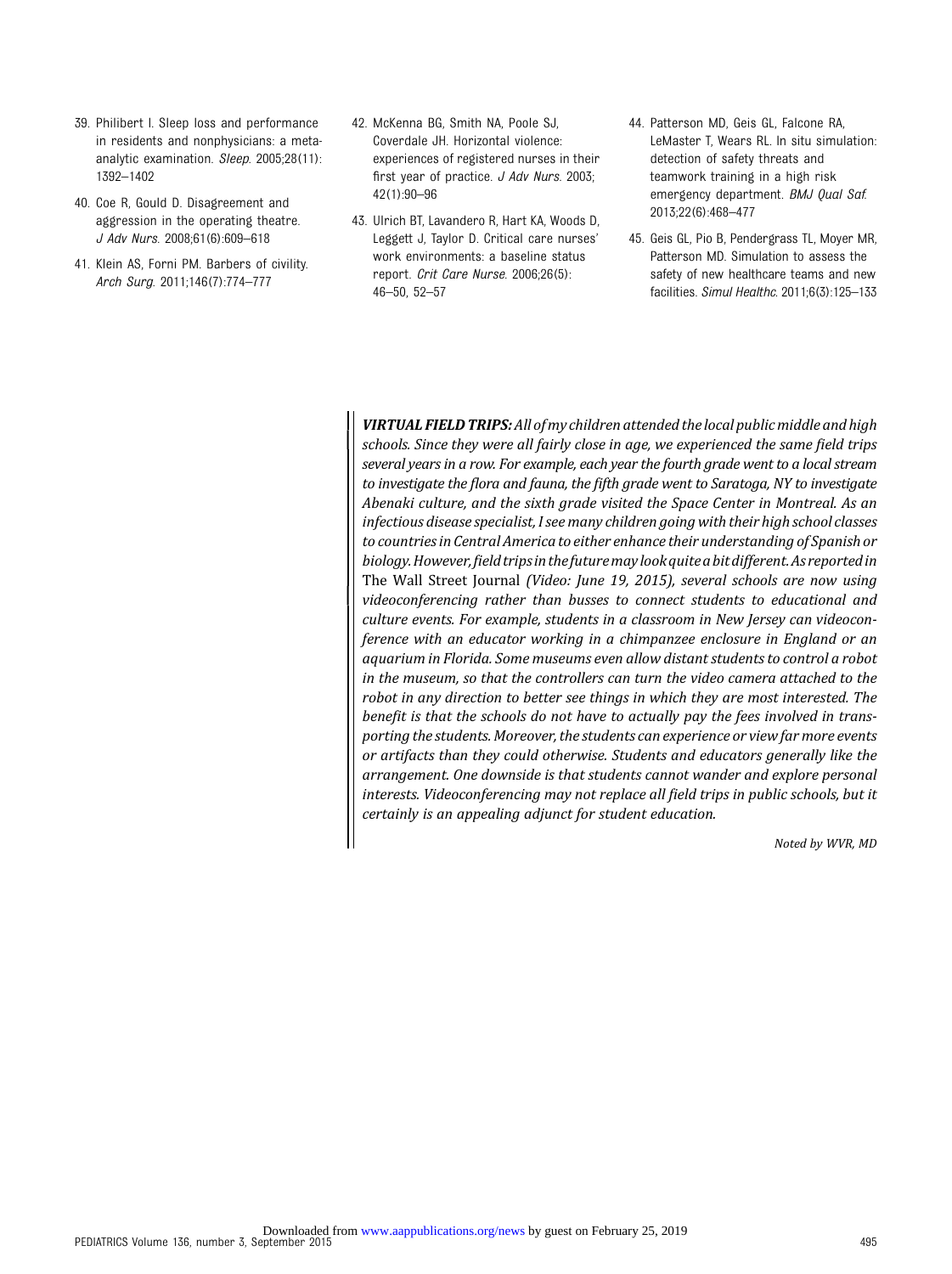39. Philibert I. Sleep loss and performance in residents and nonphysicians: a meta-analytic examination. *Sleep*. 2005;28(11):1392–1402

40. Coe R, Gould D. Disagreement and aggression in the operating theatre. *J Adv Nurs*. 2008;61(6):609–618

41. Klein AS, Forni PM. Barbers of civility. *Arch Surg*. 2011;146(7):774–777

42. McKenna BG, Smith NA, Poole SJ, Coverdale JH. Horizontal violence: experiences of registered nurses in their first year of practice. *J Adv Nurs*. 2003;42(1):90–96

43. Ulrich BT, Lavandero R, Hart KA, Woods D, Leggett J, Taylor D. Critical care nurses' work environments: a baseline status report. *Crit Care Nurse*. 2006;26(5):46–50, 52–57

44. Patterson MD, Geis GL, Falcone RA, LeMaster T, Wears RL. In situ simulation: detection of safety threats and teamwork training in a high risk emergency department. *BMJ Qual Saf*. 2013;22(6):468–477

45. Geis GL, Pio B, Pendergrass TL, Moyer MR, Patterson MD. Simulation to assess the safety of new healthcare teams and new facilities. *Simul Healthc*. 2011;6(3):125–133

***VIRTUAL FIELD TRIPS:*** *All of my children attended the local public middle and high schools. Since they were all fairly close in age, we experienced the same field trips several years in a row. For example, each year the fourth grade went to a local stream to investigate the flora and fauna, the fifth grade went to Saratoga, NY to investigate Abenaki culture, and the sixth grade visited the Space Center in Montreal. As an infectious disease specialist, I see many children going with their high school classes to countries in Central America to either enhance their understanding of Spanish or biology. However, field trips in the future may look quite a bit different. As reported in* The Wall Street Journal *(Video: June 19, 2015), several schools are now using videoconferencing rather than busses to connect students to educational and culture events. For example, students in a classroom in New Jersey can videoconference with an educator working in a chimpanzee enclosure in England or an aquarium in Florida. Some museums even allow distant students to control a robot in the museum, so that the controllers can turn the video camera attached to the robot in any direction to better see things in which they are most interested. The benefit is that the schools do not have to actually pay the fees involved in transporting the students. Moreover, the students can experience or view far more events or artifacts than they could otherwise. Students and educators generally like the arrangement. One downside is that students cannot wander and explore personal interests. Videoconferencing may not replace all field trips in public schools, but it certainly is an appealing adjunct for student education.*

*Noted by WVR, MD*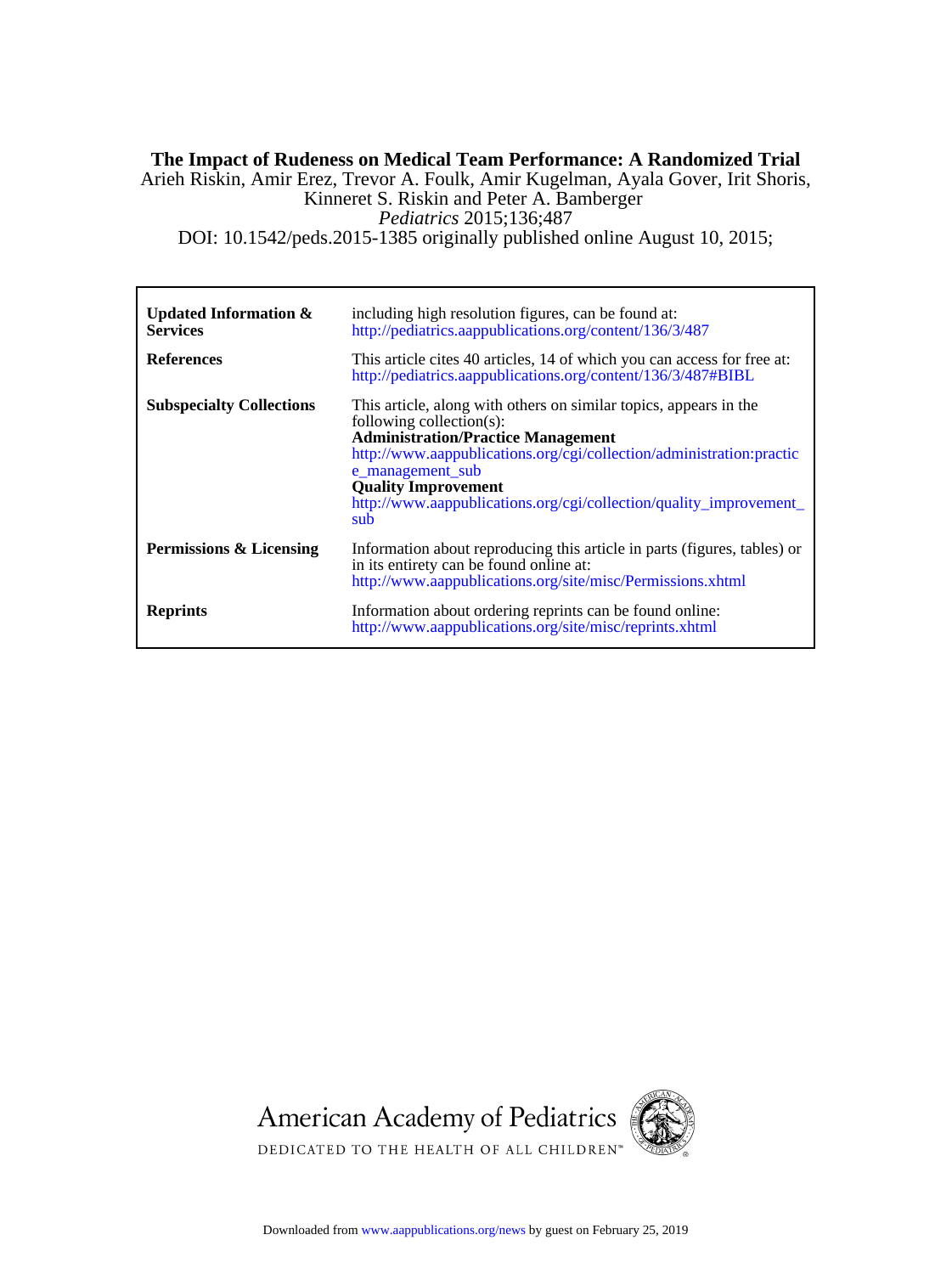# The Impact of Rudeness on Medical Team Performance: A Randomized Trial

Arieh Riskin, Amir Erez, Trevor A. Foulk, Amir Kugelman, Ayala Gover, Irit Shoris, Kinneret S. Riskin and Peter A. Bamberger

*Pediatrics* 2015;136;487

DOI: 10.1542/peds.2015-1385 originally published online August 10, 2015;

| | |
|---|---|
| **Updated Information & Services** | including high resolution figures, can be found at: http://pediatrics.aappublications.org/content/136/3/487 |
| **References** | This article cites 40 articles, 14 of which you can access for free at: http://pediatrics.aappublications.org/content/136/3/487#BIBL |
| **Subspecialty Collections** | This article, along with others on similar topics, appears in the following collection(s): **Administration/Practice Management** http://www.aappublications.org/cgi/collection/administration:practice_management_sub **Quality Improvement** http://www.aappublications.org/cgi/collection/quality_improvement_sub |
| **Permissions & Licensing** | Information about reproducing this article in parts (figures, tables) or in its entirety can be found online at: http://www.aappublications.org/site/misc/Permissions.xhtml |
| **Reprints** | Information about ordering reprints can be found online: http://www.aappublications.org/site/misc/reprints.xhtml |

American Academy of Pediatrics

DEDICATED TO THE HEALTH OF ALL CHILDREN™

Downloaded from www.aappublications.org/news by guest on February 25, 2019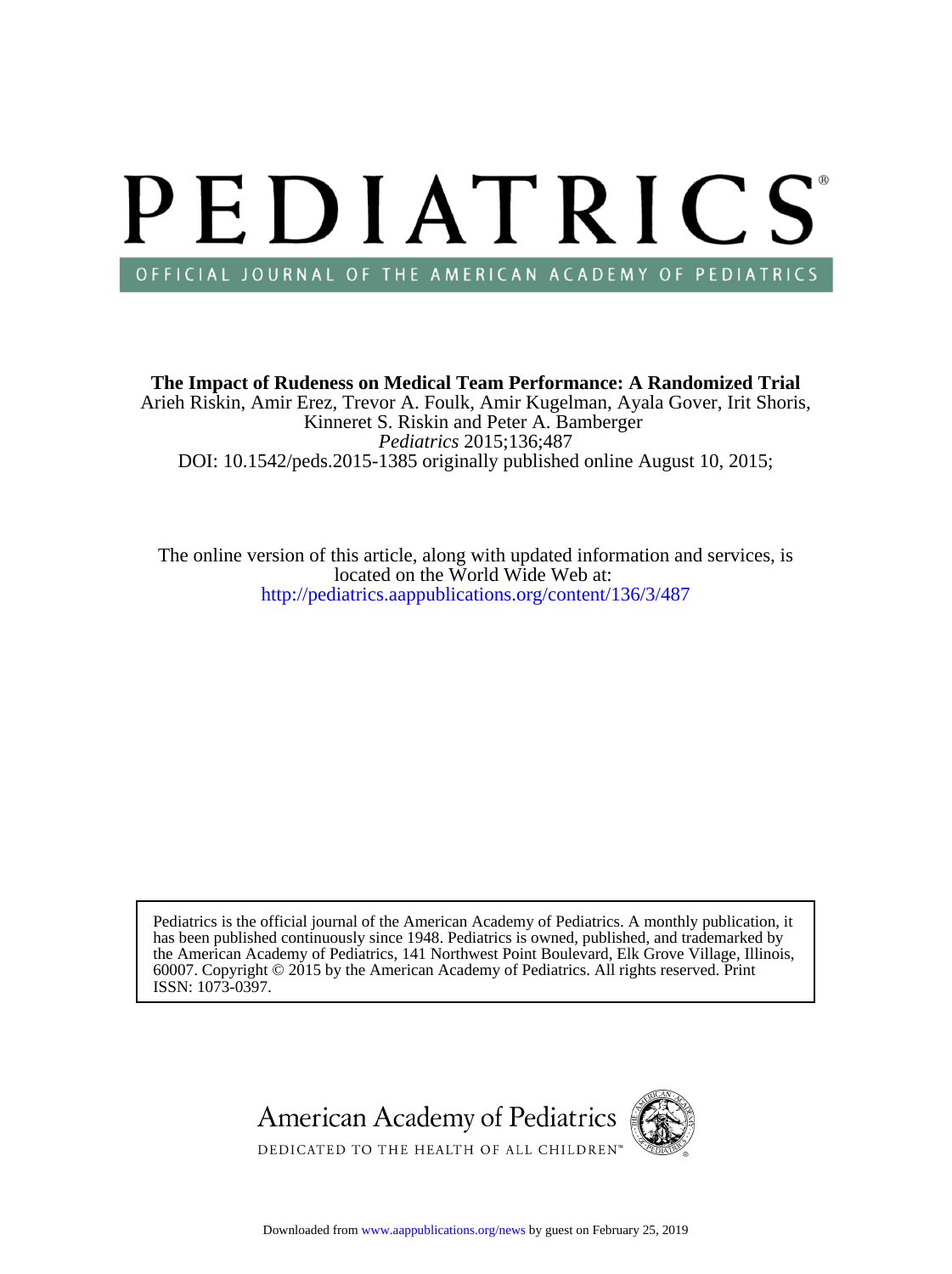# PEDIATRICS®

OFFICIAL JOURNAL OF THE AMERICAN ACADEMY OF PEDIATRICS

**The Impact of Rudeness on Medical Team Performance: A Randomized Trial**

Arieh Riskin, Amir Erez, Trevor A. Foulk, Amir Kugelman, Ayala Gover, Irit Shoris, Kinneret S. Riskin and Peter A. Bamberger

*Pediatrics* 2015;136;487

DOI: 10.1542/peds.2015-1385 originally published online August 10, 2015;

The online version of this article, along with updated information and services, is located on the World Wide Web at:

http://pediatrics.aappublications.org/content/136/3/487

Pediatrics is the official journal of the American Academy of Pediatrics. A monthly publication, it has been published continuously since 1948. Pediatrics is owned, published, and trademarked by the American Academy of Pediatrics, 141 Northwest Point Boulevard, Elk Grove Village, Illinois, 60007. Copyright © 2015 by the American Academy of Pediatrics. All rights reserved. Print ISSN: 1073-0397.

American Academy of Pediatrics

DEDICATED TO THE HEALTH OF ALL CHILDREN™